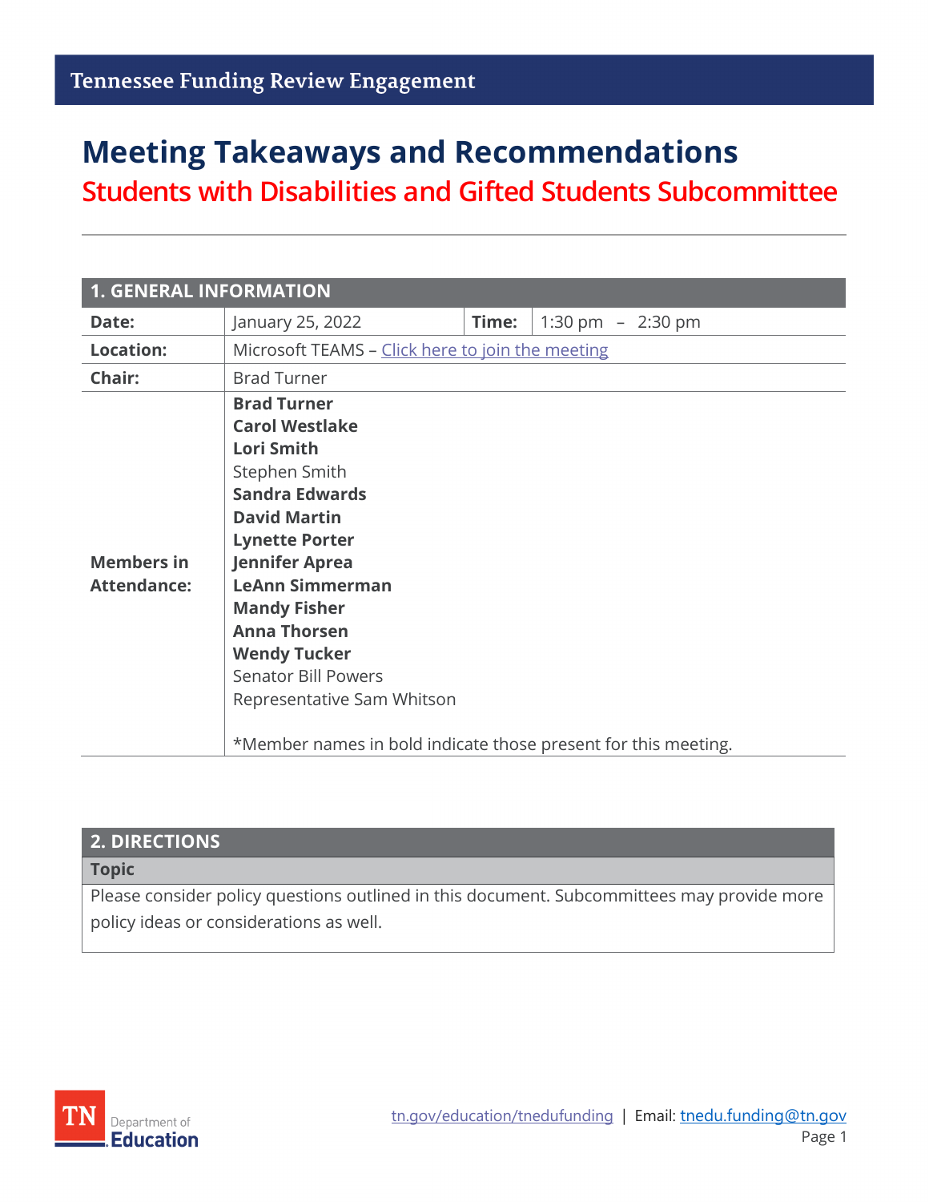Tennessee Funding Review Engagement

# Meeting Takeaways and Recommendations

## Students with Disabilities and Gifted Students Subcommittee

| 1. GENERAL INFORMATION | | | |
|---|---|---|---|
| **Date:** | January 25, 2022 | **Time:** | 1:30 pm – 2:30 pm |
| **Location:** | Microsoft TEAMS – Click here to join the meeting | | |
| **Chair:** | Brad Turner | | |
| **Members in Attendance:** | **Brad Turner**<br>**Carol Westlake**<br>**Lori Smith**<br>Stephen Smith<br>**Sandra Edwards**<br>**David Martin**<br>**Lynette Porter**<br>**Jennifer Aprea**<br>**LeAnn Simmerman**<br>**Mandy Fisher**<br>**Anna Thorsen**<br>**Wendy Tucker**<br>Senator Bill Powers<br>Representative Sam Whitson<br><br>*Member names in bold indicate those present for this meeting. | | |

| 2. DIRECTIONS |
|---|
| **Topic** |
| Please consider policy questions outlined in this document. Subcommittees may provide more policy ideas or considerations as well. |

tn.gov/education/tnedufunding | Email: tnedu.funding@tn.gov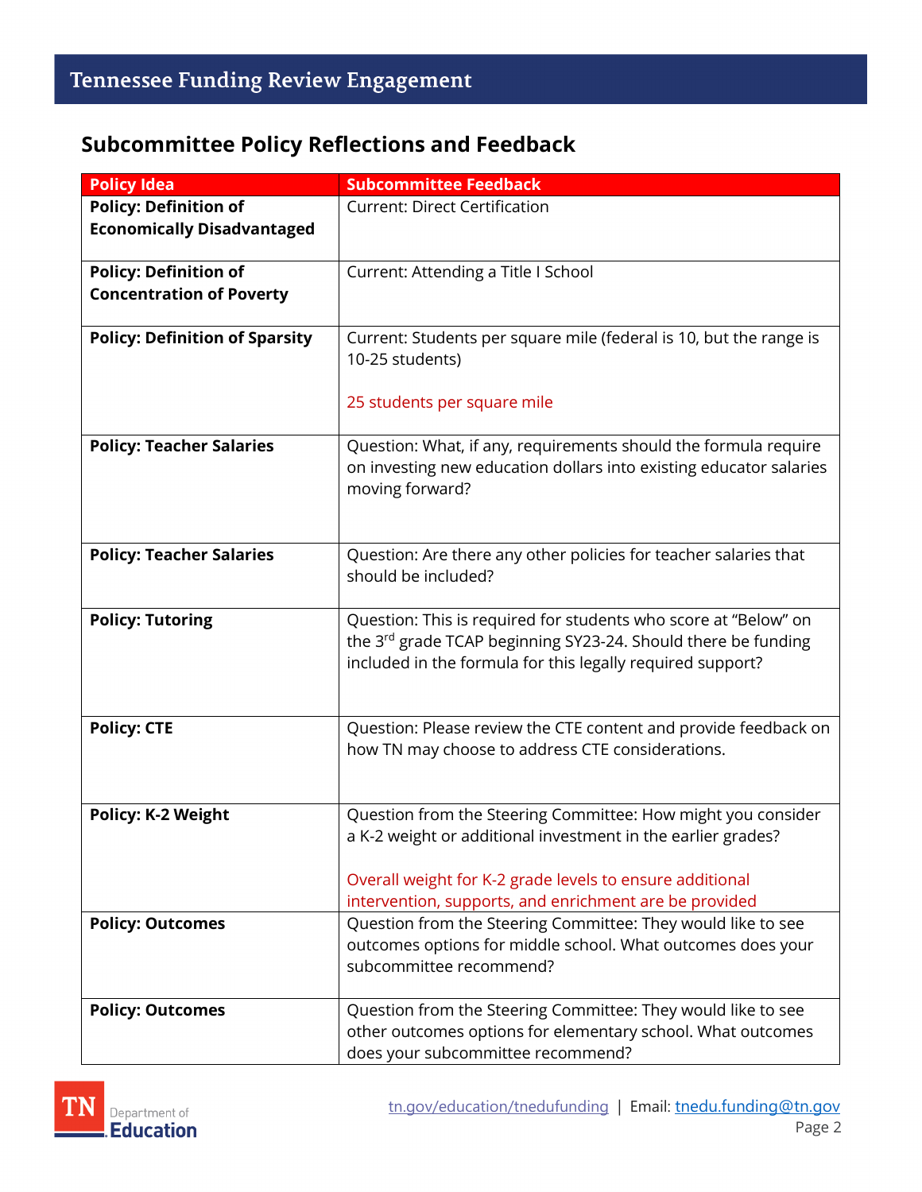## Subcommittee Policy Reflections and Feedback

| Policy Idea | Subcommittee Feedback |
| --- | --- |
| **Policy: Definition of Economically Disadvantaged** | Current: Direct Certification |
| **Policy: Definition of Concentration of Poverty** | Current: Attending a Title I School |
| **Policy: Definition of Sparsity** | Current: Students per square mile (federal is 10, but the range is 10-25 students)<br><br>25 students per square mile |
| **Policy: Teacher Salaries** | Question: What, if any, requirements should the formula require on investing new education dollars into existing educator salaries moving forward? |
| **Policy: Teacher Salaries** | Question: Are there any other policies for teacher salaries that should be included? |
| **Policy: Tutoring** | Question: This is required for students who score at "Below" on the 3rd grade TCAP beginning SY23-24. Should there be funding included in the formula for this legally required support? |
| **Policy: CTE** | Question: Please review the CTE content and provide feedback on how TN may choose to address CTE considerations. |
| **Policy: K-2 Weight** | Question from the Steering Committee: How might you consider a K-2 weight or additional investment in the earlier grades?<br><br>Overall weight for K-2 grade levels to ensure additional intervention, supports, and enrichment are be provided |
| **Policy: Outcomes** | Question from the Steering Committee: They would like to see outcomes options for middle school. What outcomes does your subcommittee recommend? |
| **Policy: Outcomes** | Question from the Steering Committee: They would like to see other outcomes options for elementary school. What outcomes does your subcommittee recommend? |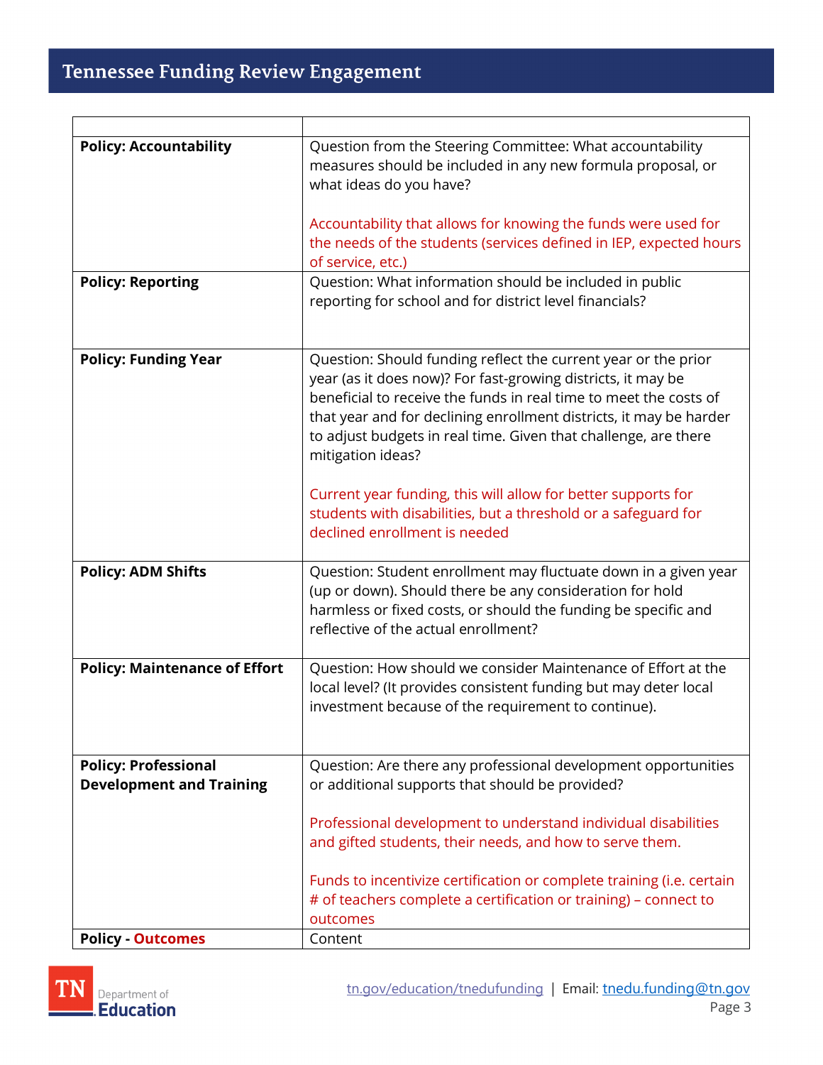| | |
|---|---|
| **Policy: Accountability** | Question from the Steering Committee: What accountability measures should be included in any new formula proposal, or what ideas do you have?<br><br>Accountability that allows for knowing the funds were used for the needs of the students (services defined in IEP, expected hours of service, etc.) |
| **Policy: Reporting** | Question: What information should be included in public reporting for school and for district level financials? |
| **Policy: Funding Year** | Question: Should funding reflect the current year or the prior year (as it does now)? For fast-growing districts, it may be beneficial to receive the funds in real time to meet the costs of that year and for declining enrollment districts, it may be harder to adjust budgets in real time. Given that challenge, are there mitigation ideas?<br><br>Current year funding, this will allow for better supports for students with disabilities, but a threshold or a safeguard for declined enrollment is needed |
| **Policy: ADM Shifts** | Question: Student enrollment may fluctuate down in a given year (up or down). Should there be any consideration for hold harmless or fixed costs, or should the funding be specific and reflective of the actual enrollment? |
| **Policy: Maintenance of Effort** | Question: How should we consider Maintenance of Effort at the local level? (It provides consistent funding but may deter local investment because of the requirement to continue). |
| **Policy: Professional Development and Training** | Question: Are there any professional development opportunities or additional supports that should be provided?<br><br>Professional development to understand individual disabilities and gifted students, their needs, and how to serve them.<br><br>Funds to incentivize certification or complete training (i.e. certain # of teachers complete a certification or training) – connect to outcomes |
| **Policy - Outcomes** | Content |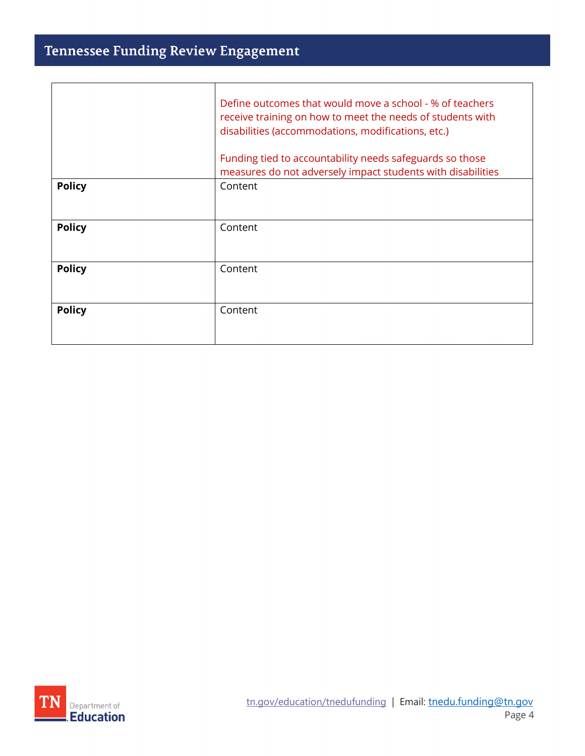| | |
|---|---|
| | Define outcomes that would move a school - % of teachers receive training on how to meet the needs of students with disabilities (accommodations, modifications, etc.)<br><br>Funding tied to accountability needs safeguards so those measures do not adversely impact students with disabilities |
| **Policy** | Content |
| **Policy** | Content |
| **Policy** | Content |
| **Policy** | Content |